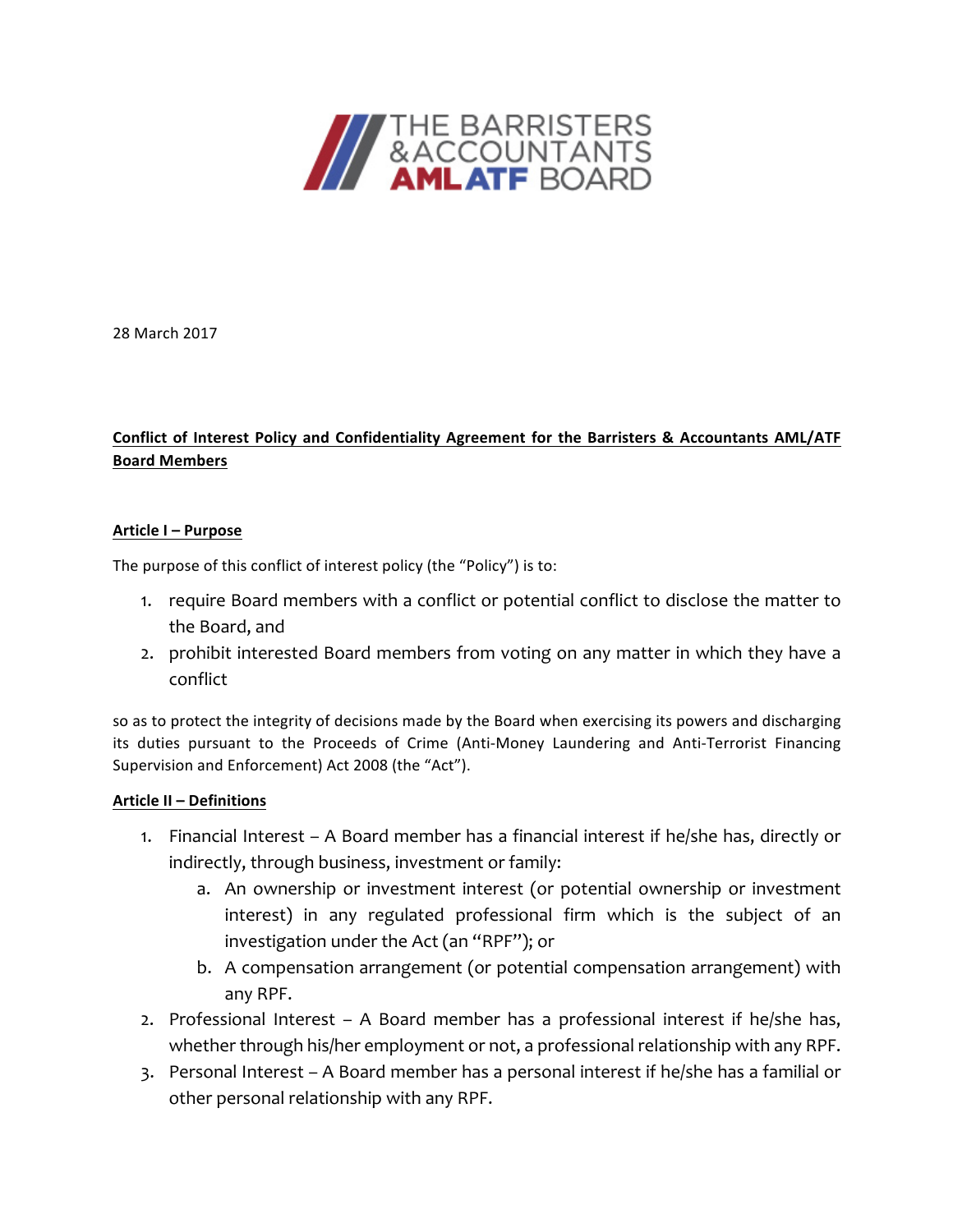28 March 2017

**Conflict of Interest Policy and Confidentiality Agreement for the Barristers & Accountants AML/ATF Board Members**

**Article I – Purpose**

The purpose of this conflict of interest policy (the "Policy") is to:

1. require Board members with a conflict or potential conflict to disclose the matter to the Board, and
2. prohibit interested Board members from voting on any matter in which they have a conflict

so as to protect the integrity of decisions made by the Board when exercising its powers and discharging its duties pursuant to the Proceeds of Crime (Anti-Money Laundering and Anti-Terrorist Financing Supervision and Enforcement) Act 2008 (the "Act").

**Article II – Definitions**

1. Financial Interest – A Board member has a financial interest if he/she has, directly or indirectly, through business, investment or family:
   a. An ownership or investment interest (or potential ownership or investment interest) in any regulated professional firm which is the subject of an investigation under the Act (an "RPF"); or
   b. A compensation arrangement (or potential compensation arrangement) with any RPF.
2. Professional Interest – A Board member has a professional interest if he/she has, whether through his/her employment or not, a professional relationship with any RPF.
3. Personal Interest – A Board member has a personal interest if he/she has a familial or other personal relationship with any RPF.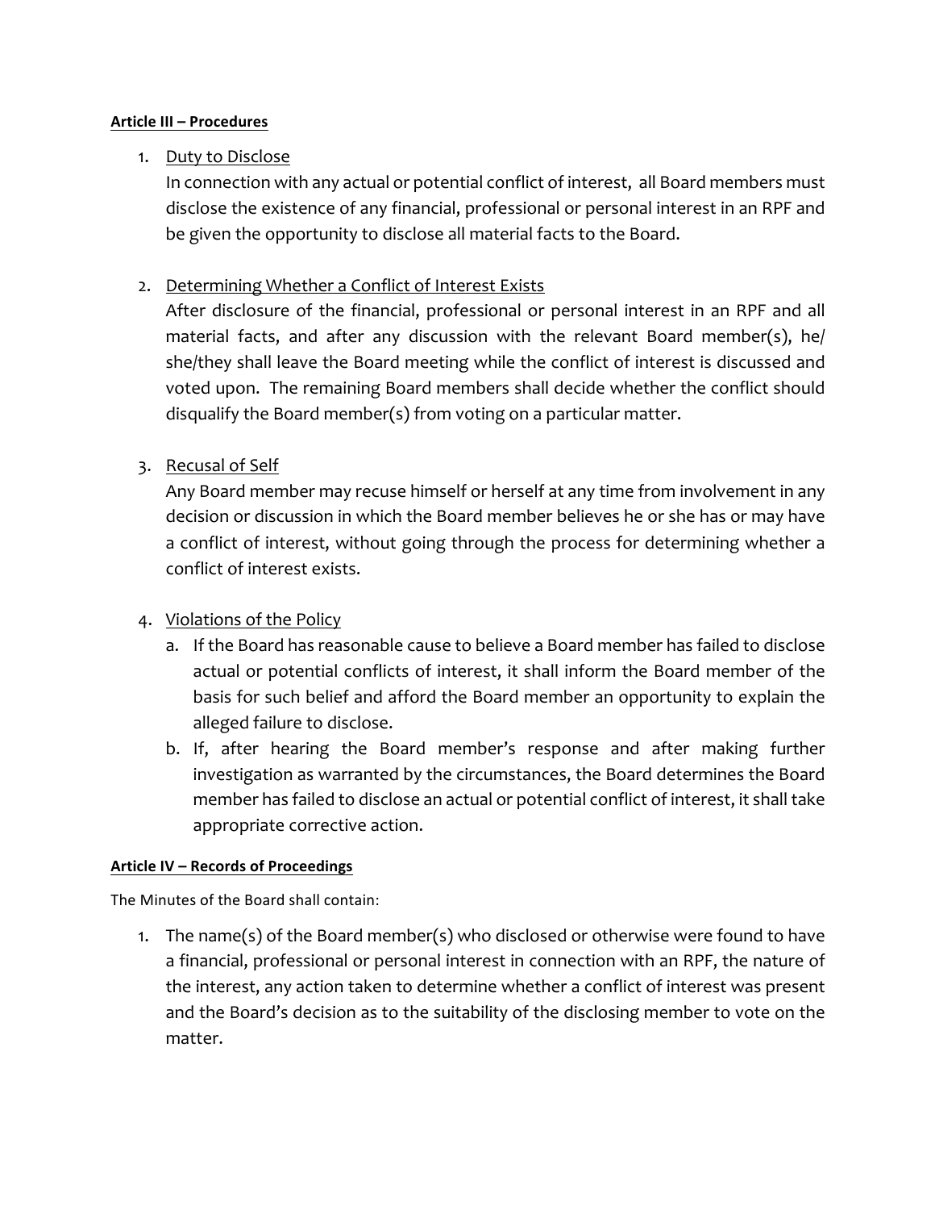**Article III – Procedures**

1. Duty to Disclose
   In connection with any actual or potential conflict of interest, all Board members must disclose the existence of any financial, professional or personal interest in an RPF and be given the opportunity to disclose all material facts to the Board.

2. Determining Whether a Conflict of Interest Exists
   After disclosure of the financial, professional or personal interest in an RPF and all material facts, and after any discussion with the relevant Board member(s), he/she/they shall leave the Board meeting while the conflict of interest is discussed and voted upon. The remaining Board members shall decide whether the conflict should disqualify the Board member(s) from voting on a particular matter.

3. Recusal of Self
   Any Board member may recuse himself or herself at any time from involvement in any decision or discussion in which the Board member believes he or she has or may have a conflict of interest, without going through the process for determining whether a conflict of interest exists.

4. Violations of the Policy
   a. If the Board has reasonable cause to believe a Board member has failed to disclose actual or potential conflicts of interest, it shall inform the Board member of the basis for such belief and afford the Board member an opportunity to explain the alleged failure to disclose.
   b. If, after hearing the Board member's response and after making further investigation as warranted by the circumstances, the Board determines the Board member has failed to disclose an actual or potential conflict of interest, it shall take appropriate corrective action.

**Article IV – Records of Proceedings**

The Minutes of the Board shall contain:

1. The name(s) of the Board member(s) who disclosed or otherwise were found to have a financial, professional or personal interest in connection with an RPF, the nature of the interest, any action taken to determine whether a conflict of interest was present and the Board's decision as to the suitability of the disclosing member to vote on the matter.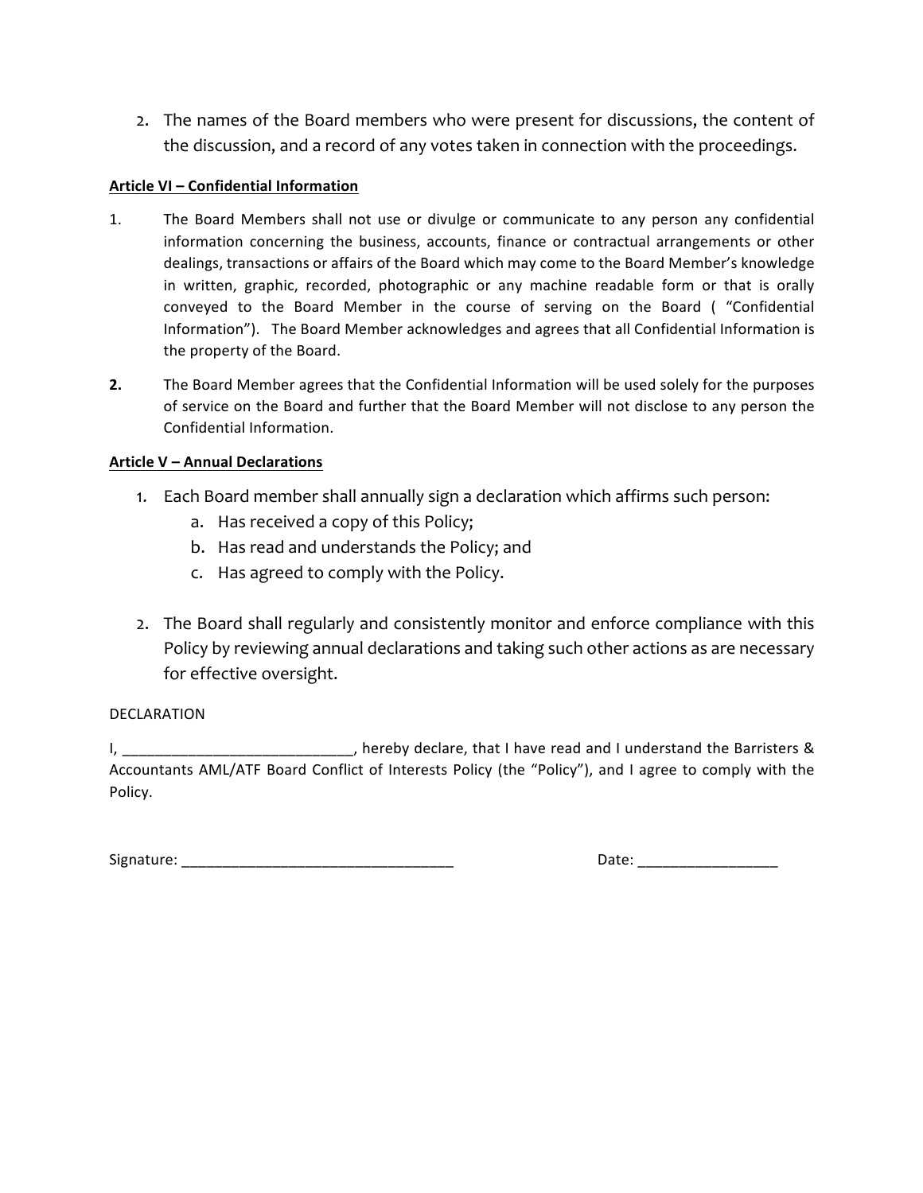2. The names of the Board members who were present for discussions, the content of the discussion, and a record of any votes taken in connection with the proceedings.

**Article VI – Confidential Information**

1. The Board Members shall not use or divulge or communicate to any person any confidential information concerning the business, accounts, finance or contractual arrangements or other dealings, transactions or affairs of the Board which may come to the Board Member's knowledge in written, graphic, recorded, photographic or any machine readable form or that is orally conveyed to the Board Member in the course of serving on the Board ( "Confidential Information"). The Board Member acknowledges and agrees that all Confidential Information is the property of the Board.

**2.** The Board Member agrees that the Confidential Information will be used solely for the purposes of service on the Board and further that the Board Member will not disclose to any person the Confidential Information.

**Article V – Annual Declarations**

1. Each Board member shall annually sign a declaration which affirms such person:
   a. Has received a copy of this Policy;
   b. Has read and understands the Policy; and
   c. Has agreed to comply with the Policy.

2. The Board shall regularly and consistently monitor and enforce compliance with this Policy by reviewing annual declarations and taking such other actions as are necessary for effective oversight.

DECLARATION

I, ____________________________, hereby declare, that I have read and I understand the Barristers & Accountants AML/ATF Board Conflict of Interests Policy (the "Policy"), and I agree to comply with the Policy.

Signature: __________________________________ Date: _________________